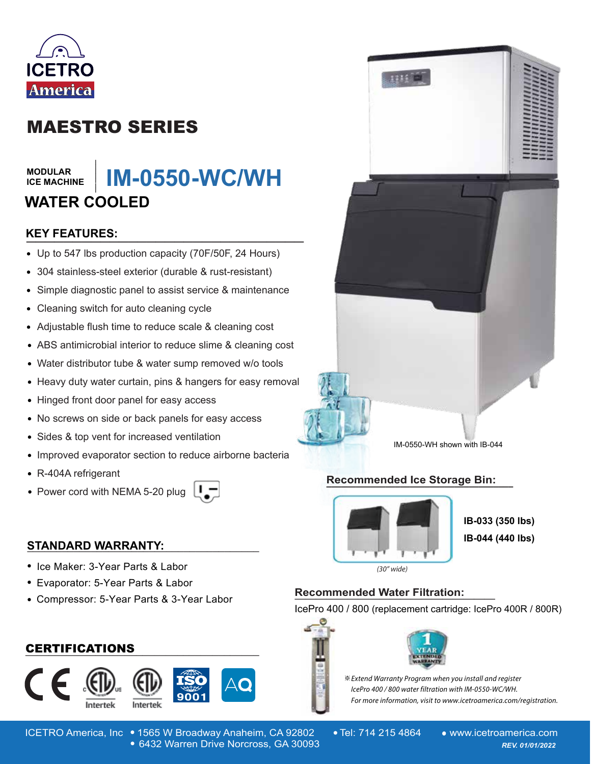ICETRO America

# MAESTRO SERIES

**MODULAR ICE MACHINE**

## IM-0550-WC/WH

## WATER COOLED

### KEY FEATURES:

- Up to 547 lbs production capacity (70F/50F, 24 Hours)
- 304 stainless-steel exterior (durable & rust-resistant)
- Simple diagnostic panel to assist service & maintenance
- Cleaning switch for auto cleaning cycle
- Adjustable flush time to reduce scale & cleaning cost
- ABS antimicrobial interior to reduce slime & cleaning cost
- Water distributor tube & water sump removed w/o tools
- Heavy duty water curtain, pins & hangers for easy removal
- Hinged front door panel for easy access
- No screws on side or back panels for easy access
- Sides & top vent for increased ventilation
- Improved evaporator section to reduce airborne bacteria
- R-404A refrigerant
- Power cord with NEMA 5-20 plug

IM-0550-WH shown with IB-044

### STANDARD WARRANTY:

- Ice Maker: 3-Year Parts & Labor
- Evaporator: 5-Year Parts & Labor
- Compressor: 5-Year Parts & 3-Year Labor

### CERTIFICATIONS

CE, ETL (Intertek), ETL Sanitation (Intertek), ISO 9001, AQ

### Recommended Ice Storage Bin:

**IB-033 (350 lbs)**
**IB-044 (440 lbs)**

*(30" wide)*

### Recommended Water Filtration:

IcePro 400 / 800 (replacement cartridge: IcePro 400R / 800R)

1 YEAR EXTENDED WARRANTY

*※Extend Warranty Program when you install and register IcePro 400 / 800 water filtration with IM-0550-WC/WH. For more information, visit to www.icetroamerica.com/registration.*

ICETRO America, Inc • 1565 W Broadway Anaheim, CA 92802 • 6432 Warren Drive Norcross, GA 30093 • Tel: 714 215 4864 • www.icetroamerica.com

*REV. 01/01/2022*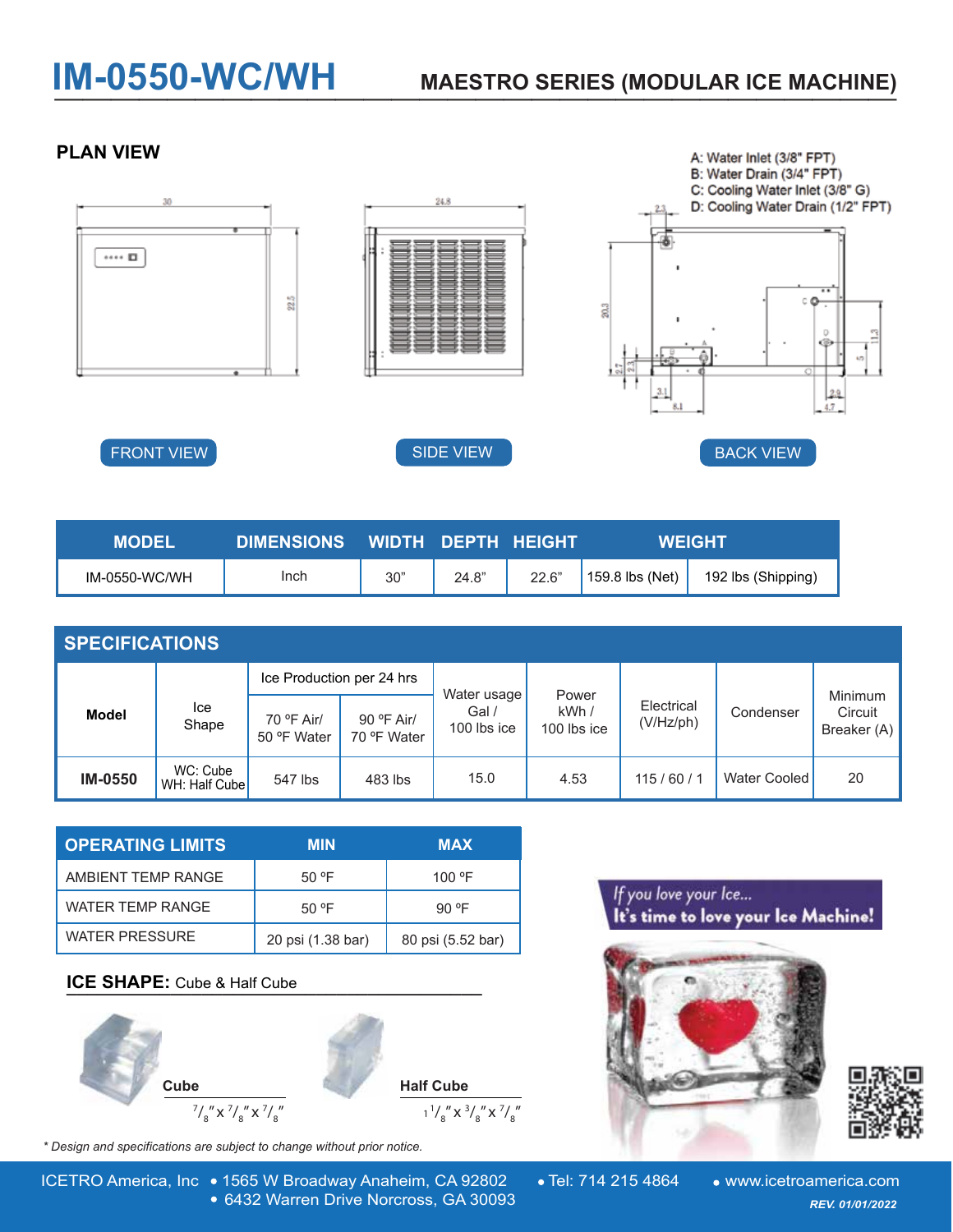# IM-0550-WC/WH

## MAESTRO SERIES (MODULAR ICE MACHINE)

### PLAN VIEW

A: Water Inlet (3/8" FPT)
B: Water Drain (3/4" FPT)
C: Cooling Water Inlet (3/8" G)
D: Cooling Water Drain (1/2" FPT)

FRONT VIEW

SIDE VIEW

BACK VIEW

| MODEL | DIMENSIONS | WIDTH | DEPTH | HEIGHT | WEIGHT | |
|---|---|---|---|---|---|---|
| IM-0550-WC/WH | Inch | 30" | 24.8" | 22.6" | 159.8 lbs (Net) | 192 lbs (Shipping) |

### SPECIFICATIONS

| Model | Ice Shape | Ice Production per 24 hrs | | Water usage Gal / 100 lbs ice | Power kWh / 100 lbs ice | Electrical (V/Hz/ph) | Condenser | Minimum Circuit Breaker (A) |
|---|---|---|---|---|---|---|---|---|
| | | 70 ºF Air/ 50 ºF Water | 90 ºF Air/ 70 ºF Water | | | | | |
| **IM-0550** | WC: Cube WH: Half Cube | 547 lbs | 483 lbs | 15.0 | 4.53 | 115 / 60 / 1 | Water Cooled | 20 |

| OPERATING LIMITS | MIN | MAX |
|---|---|---|
| AMBIENT TEMP RANGE | 50 ºF | 100 ºF |
| WATER TEMP RANGE | 50 ºF | 90 ºF |
| WATER PRESSURE | 20 psi (1.38 bar) | 80 psi (5.52 bar) |

**ICE SHAPE:** Cube & Half Cube

**Cube** 7/8"x 7/8"x 7/8"

**Half Cube** 1 1/8"x 3/8"x 7/8"

*If you love your Ice...*
**It's time to love your Ice Machine!**

*\* Design and specifications are subject to change without prior notice.*

ICETRO America, Inc • 1565 W Broadway Anaheim, CA 92802 • 6432 Warren Drive Norcross, GA 30093 • Tel: 714 215 4864 • www.icetroamerica.com

*REV. 01/01/2022*